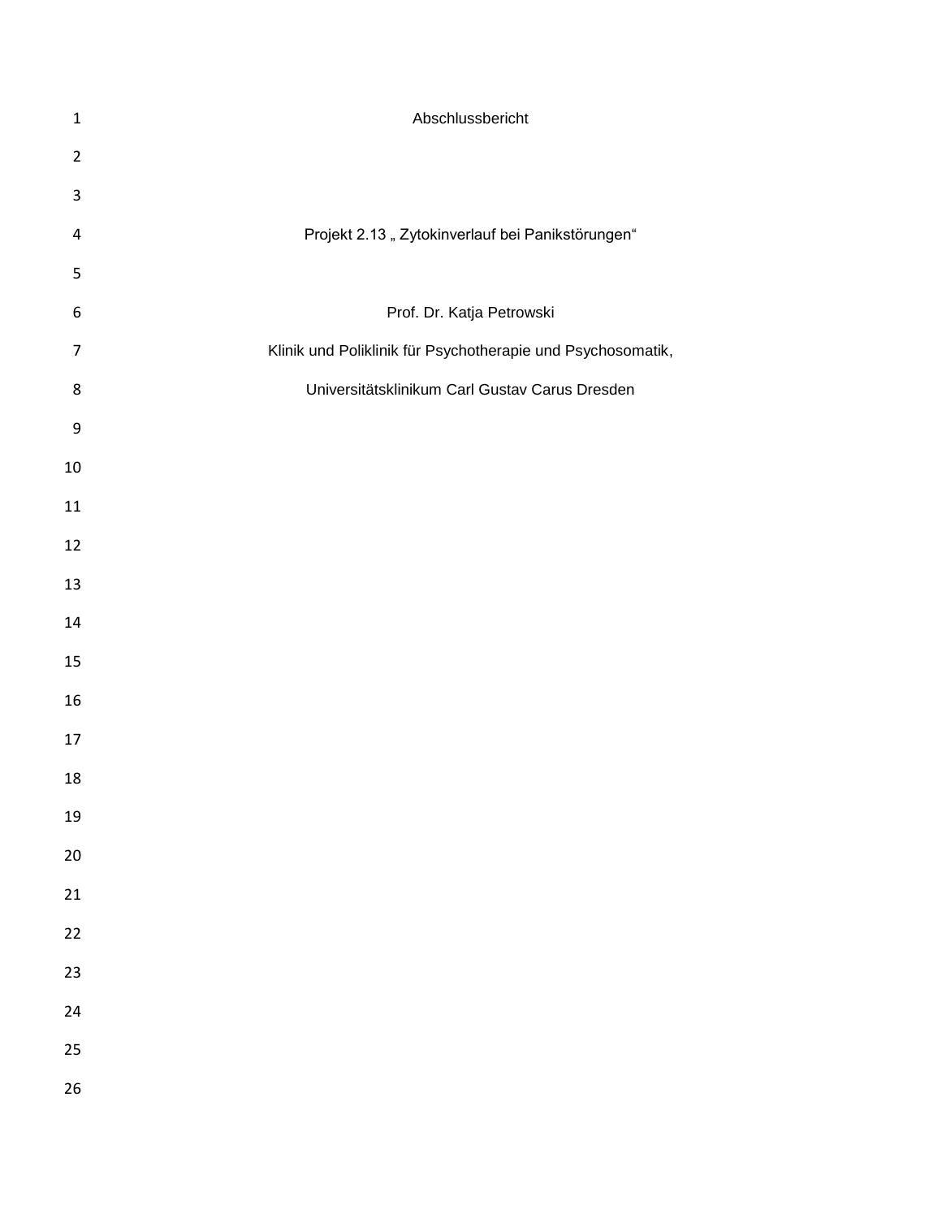# Abschlussbericht

## Projekt 2.13 „ Zytokinverlauf bei Panikstörungen“

Prof. Dr. Katja Petrowski

Klinik und Poliklinik für Psychotherapie und Psychosomatik,

Universitätsklinikum Carl Gustav Carus Dresden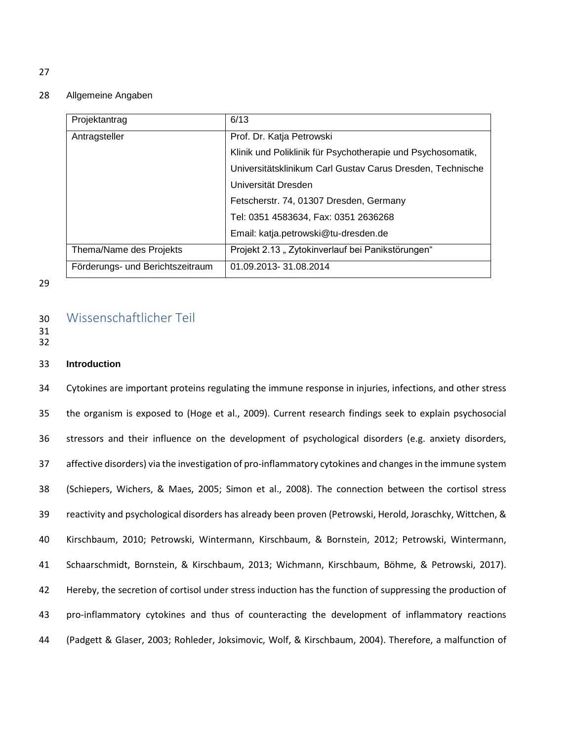Allgemeine Angaben

| Projektantrag | 6/13 |
|---|---|
| Antragsteller | Prof. Dr. Katja Petrowski<br>Klinik und Poliklinik für Psychotherapie und Psychosomatik, Universitätsklinikum Carl Gustav Carus Dresden, Technische Universität Dresden<br>Fetscherstr. 74, 01307 Dresden, Germany<br>Tel: 0351 4583634, Fax: 0351 2636268<br>Email: katja.petrowski@tu-dresden.de |
| Thema/Name des Projekts | Projekt 2.13 „ Zytokinverlauf bei Panikstörungen“ |
| Förderungs- und Berichtszeitraum | 01.09.2013- 31.08.2014 |

# Wissenschaftlicher Teil

**Introduction**

Cytokines are important proteins regulating the immune response in injuries, infections, and other stress the organism is exposed to (Hoge et al., 2009). Current research findings seek to explain psychosocial stressors and their influence on the development of psychological disorders (e.g. anxiety disorders, affective disorders) via the investigation of pro-inflammatory cytokines and changes in the immune system (Schiepers, Wichers, & Maes, 2005; Simon et al., 2008). The connection between the cortisol stress reactivity and psychological disorders has already been proven (Petrowski, Herold, Joraschky, Wittchen, & Kirschbaum, 2010; Petrowski, Wintermann, Kirschbaum, & Bornstein, 2012; Petrowski, Wintermann, Schaarschmidt, Bornstein, & Kirschbaum, 2013; Wichmann, Kirschbaum, Böhme, & Petrowski, 2017). Hereby, the secretion of cortisol under stress induction has the function of suppressing the production of pro-inflammatory cytokines and thus of counteracting the development of inflammatory reactions (Padgett & Glaser, 2003; Rohleder, Joksimovic, Wolf, & Kirschbaum, 2004). Therefore, a malfunction of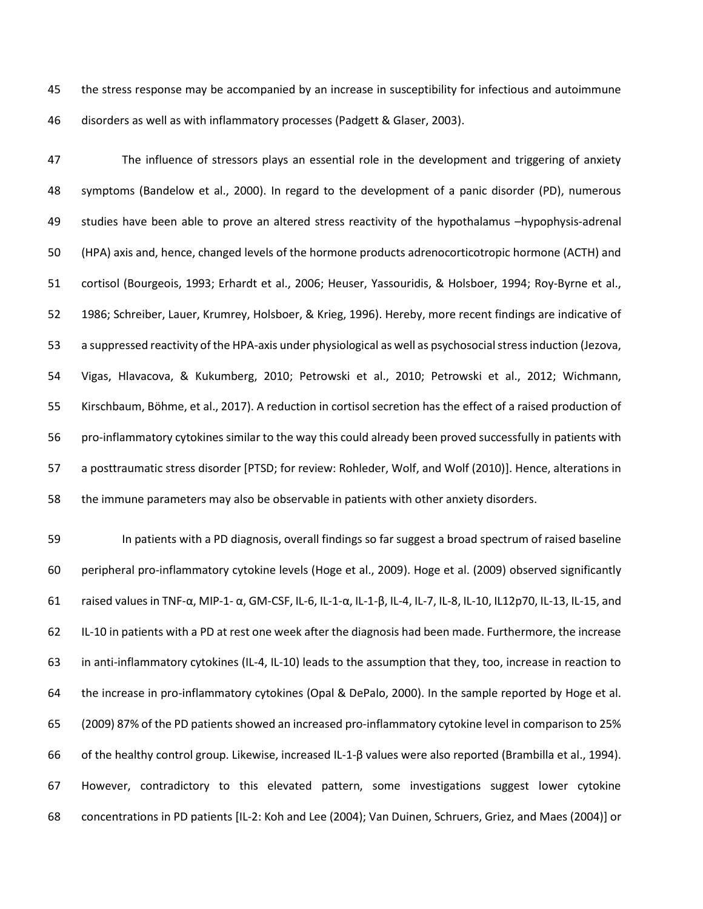the stress response may be accompanied by an increase in susceptibility for infectious and autoimmune disorders as well as with inflammatory processes (Padgett & Glaser, 2003).

The influence of stressors plays an essential role in the development and triggering of anxiety symptoms (Bandelow et al., 2000). In regard to the development of a panic disorder (PD), numerous studies have been able to prove an altered stress reactivity of the hypothalamus –hypophysis-adrenal (HPA) axis and, hence, changed levels of the hormone products adrenocorticotropic hormone (ACTH) and cortisol (Bourgeois, 1993; Erhardt et al., 2006; Heuser, Yassouridis, & Holsboer, 1994; Roy-Byrne et al., 1986; Schreiber, Lauer, Krumrey, Holsboer, & Krieg, 1996). Hereby, more recent findings are indicative of a suppressed reactivity of the HPA-axis under physiological as well as psychosocial stress induction (Jezova, Vigas, Hlavacova, & Kukumberg, 2010; Petrowski et al., 2010; Petrowski et al., 2012; Wichmann, Kirschbaum, Böhme, et al., 2017). A reduction in cortisol secretion has the effect of a raised production of pro-inflammatory cytokines similar to the way this could already been proved successfully in patients with a posttraumatic stress disorder [PTSD; for review: Rohleder, Wolf, and Wolf (2010)]. Hence, alterations in the immune parameters may also be observable in patients with other anxiety disorders.

In patients with a PD diagnosis, overall findings so far suggest a broad spectrum of raised baseline peripheral pro-inflammatory cytokine levels (Hoge et al., 2009). Hoge et al. (2009) observed significantly raised values in TNF-α, MIP-1- α, GM-CSF, IL-6, IL-1-α, IL-1-β, IL-4, IL-7, IL-8, IL-10, IL12p70, IL-13, IL-15, and IL-10 in patients with a PD at rest one week after the diagnosis had been made. Furthermore, the increase in anti-inflammatory cytokines (IL-4, IL-10) leads to the assumption that they, too, increase in reaction to the increase in pro-inflammatory cytokines (Opal & DePalo, 2000). In the sample reported by Hoge et al. (2009) 87% of the PD patients showed an increased pro-inflammatory cytokine level in comparison to 25% of the healthy control group. Likewise, increased IL-1-β values were also reported (Brambilla et al., 1994). However, contradictory to this elevated pattern, some investigations suggest lower cytokine concentrations in PD patients [IL-2: Koh and Lee (2004); Van Duinen, Schruers, Griez, and Maes (2004)] or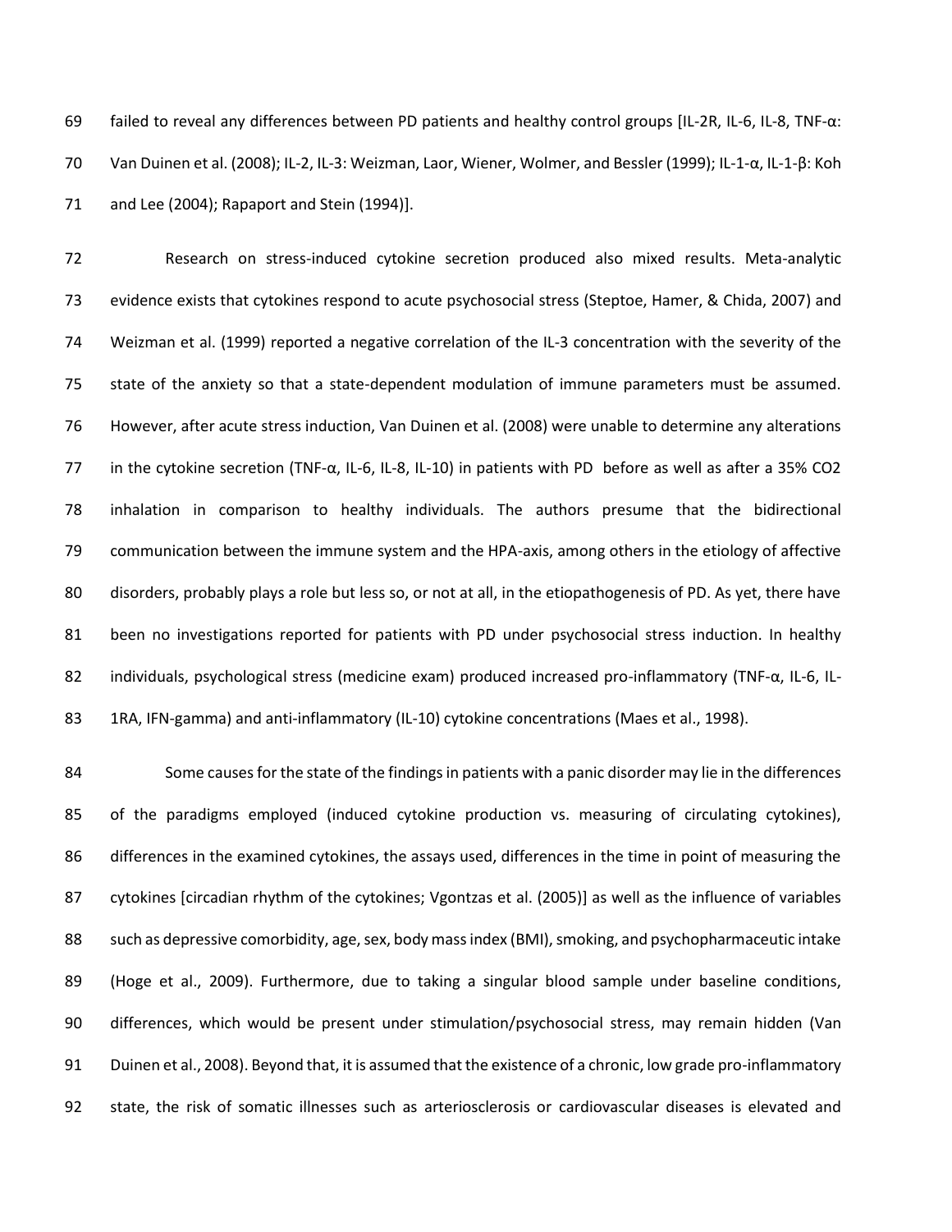failed to reveal any differences between PD patients and healthy control groups [IL-2R, IL-6, IL-8, TNF-α: Van Duinen et al. (2008); IL-2, IL-3: Weizman, Laor, Wiener, Wolmer, and Bessler (1999); IL-1-α, IL-1-β: Koh and Lee (2004); Rapaport and Stein (1994)].

Research on stress-induced cytokine secretion produced also mixed results. Meta-analytic evidence exists that cytokines respond to acute psychosocial stress (Steptoe, Hamer, & Chida, 2007) and Weizman et al. (1999) reported a negative correlation of the IL-3 concentration with the severity of the state of the anxiety so that a state-dependent modulation of immune parameters must be assumed. However, after acute stress induction, Van Duinen et al. (2008) were unable to determine any alterations in the cytokine secretion (TNF-α, IL-6, IL-8, IL-10) in patients with PD before as well as after a 35% $CO_2$ inhalation in comparison to healthy individuals. The authors presume that the bidirectional communication between the immune system and the HPA-axis, among others in the etiology of affective disorders, probably plays a role but less so, or not at all, in the etiopathogenesis of PD. As yet, there have been no investigations reported for patients with PD under psychosocial stress induction. In healthy individuals, psychological stress (medicine exam) produced increased pro-inflammatory (TNF-α, IL-6, IL-1RA, IFN-gamma) and anti-inflammatory (IL-10) cytokine concentrations (Maes et al., 1998).

Some causes for the state of the findings in patients with a panic disorder may lie in the differences of the paradigms employed (induced cytokine production vs. measuring of circulating cytokines), differences in the examined cytokines, the assays used, differences in the time in point of measuring the cytokines [circadian rhythm of the cytokines; Vgontzas et al. (2005)] as well as the influence of variables such as depressive comorbidity, age, sex, body mass index (BMI), smoking, and psychopharmaceutic intake (Hoge et al., 2009). Furthermore, due to taking a singular blood sample under baseline conditions, differences, which would be present under stimulation/psychosocial stress, may remain hidden (Van Duinen et al., 2008). Beyond that, it is assumed that the existence of a chronic, low grade pro-inflammatory state, the risk of somatic illnesses such as arteriosclerosis or cardiovascular diseases is elevated and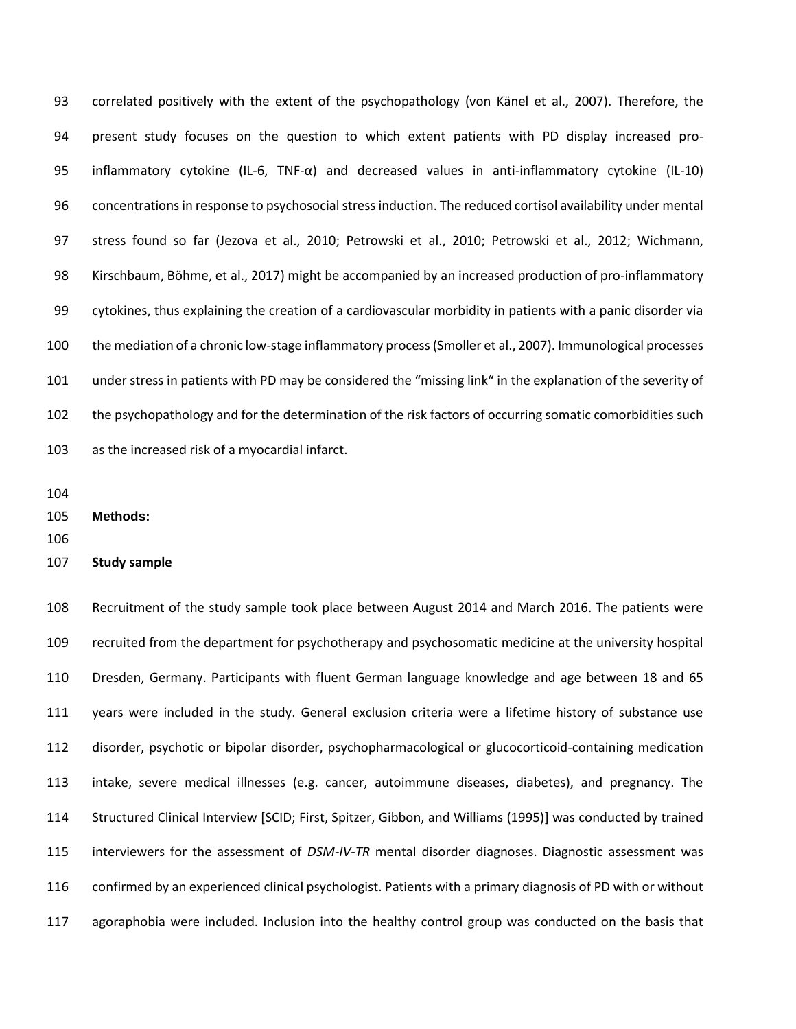correlated positively with the extent of the psychopathology (von Känel et al., 2007). Therefore, the present study focuses on the question to which extent patients with PD display increased pro-inflammatory cytokine (IL-6, TNF-α) and decreased values in anti-inflammatory cytokine (IL-10) concentrations in response to psychosocial stress induction. The reduced cortisol availability under mental stress found so far (Jezova et al., 2010; Petrowski et al., 2010; Petrowski et al., 2012; Wichmann, Kirschbaum, Böhme, et al., 2017) might be accompanied by an increased production of pro-inflammatory cytokines, thus explaining the creation of a cardiovascular morbidity in patients with a panic disorder via the mediation of a chronic low-stage inflammatory process (Smoller et al., 2007). Immunological processes under stress in patients with PD may be considered the "missing link" in the explanation of the severity of the psychopathology and for the determination of the risk factors of occurring somatic comorbidities such as the increased risk of a myocardial infarct.

## Methods:

### Study sample

Recruitment of the study sample took place between August 2014 and March 2016. The patients were recruited from the department for psychotherapy and psychosomatic medicine at the university hospital Dresden, Germany. Participants with fluent German language knowledge and age between 18 and 65 years were included in the study. General exclusion criteria were a lifetime history of substance use disorder, psychotic or bipolar disorder, psychopharmacological or glucocorticoid-containing medication intake, severe medical illnesses (e.g. cancer, autoimmune diseases, diabetes), and pregnancy. The Structured Clinical Interview [SCID; First, Spitzer, Gibbon, and Williams (1995)] was conducted by trained interviewers for the assessment of *DSM-IV-TR* mental disorder diagnoses. Diagnostic assessment was confirmed by an experienced clinical psychologist. Patients with a primary diagnosis of PD with or without agoraphobia were included. Inclusion into the healthy control group was conducted on the basis that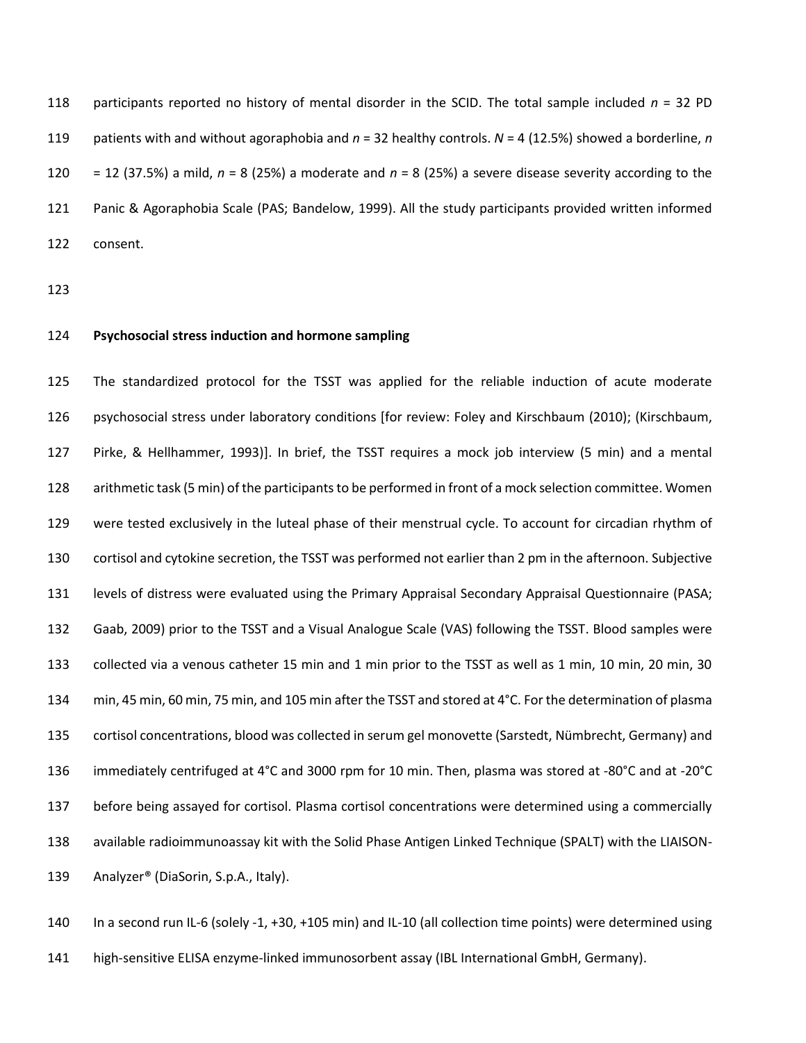participants reported no history of mental disorder in the SCID. The total sample included $n$ = 32 PD patients with and without agoraphobia and $n$ = 32 healthy controls. $N$ = 4 (12.5%) showed a borderline, $n$ = 12 (37.5%) a mild, $n$ = 8 (25%) a moderate and $n$ = 8 (25%) a severe disease severity according to the Panic & Agoraphobia Scale (PAS; Bandelow, 1999). All the study participants provided written informed consent.

**Psychosocial stress induction and hormone sampling**

The standardized protocol for the TSST was applied for the reliable induction of acute moderate psychosocial stress under laboratory conditions [for review: Foley and Kirschbaum (2010); (Kirschbaum, Pirke, & Hellhammer, 1993)]. In brief, the TSST requires a mock job interview (5 min) and a mental arithmetic task (5 min) of the participants to be performed in front of a mock selection committee. Women were tested exclusively in the luteal phase of their menstrual cycle. To account for circadian rhythm of cortisol and cytokine secretion, the TSST was performed not earlier than 2 pm in the afternoon. Subjective levels of distress were evaluated using the Primary Appraisal Secondary Appraisal Questionnaire (PASA; Gaab, 2009) prior to the TSST and a Visual Analogue Scale (VAS) following the TSST. Blood samples were collected via a venous catheter 15 min and 1 min prior to the TSST as well as 1 min, 10 min, 20 min, 30 min, 45 min, 60 min, 75 min, and 105 min after the TSST and stored at 4°C. For the determination of plasma cortisol concentrations, blood was collected in serum gel monovette (Sarstedt, Nümbrecht, Germany) and immediately centrifuged at 4°C and 3000 rpm for 10 min. Then, plasma was stored at -80°C and at -20°C before being assayed for cortisol. Plasma cortisol concentrations were determined using a commercially available radioimmunoassay kit with the Solid Phase Antigen Linked Technique (SPALT) with the LIAISON-Analyzer® (DiaSorin, S.p.A., Italy).

In a second run IL-6 (solely -1, +30, +105 min) and IL-10 (all collection time points) were determined using high-sensitive ELISA enzyme-linked immunosorbent assay (IBL International GmbH, Germany).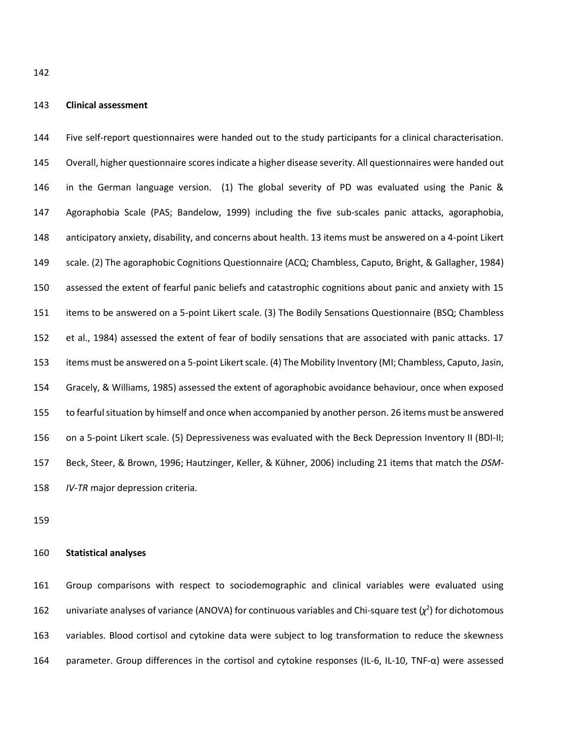**Clinical assessment**

Five self-report questionnaires were handed out to the study participants for a clinical characterisation. Overall, higher questionnaire scores indicate a higher disease severity. All questionnaires were handed out in the German language version. (1) The global severity of PD was evaluated using the Panic & Agoraphobia Scale (PAS; Bandelow, 1999) including the five sub-scales panic attacks, agoraphobia, anticipatory anxiety, disability, and concerns about health. 13 items must be answered on a 4-point Likert scale. (2) The agoraphobic Cognitions Questionnaire (ACQ; Chambless, Caputo, Bright, & Gallagher, 1984) assessed the extent of fearful panic beliefs and catastrophic cognitions about panic and anxiety with 15 items to be answered on a 5-point Likert scale. (3) The Bodily Sensations Questionnaire (BSQ; Chambless et al., 1984) assessed the extent of fear of bodily sensations that are associated with panic attacks. 17 items must be answered on a 5-point Likert scale. (4) The Mobility Inventory (MI; Chambless, Caputo, Jasin, Gracely, & Williams, 1985) assessed the extent of agoraphobic avoidance behaviour, once when exposed to fearful situation by himself and once when accompanied by another person. 26 items must be answered on a 5-point Likert scale. (5) Depressiveness was evaluated with the Beck Depression Inventory II (BDI-II; Beck, Steer, & Brown, 1996; Hautzinger, Keller, & Kühner, 2006) including 21 items that match the *DSM-IV-TR* major depression criteria.

**Statistical analyses**

Group comparisons with respect to sociodemographic and clinical variables were evaluated using univariate analyses of variance (ANOVA) for continuous variables and Chi-square test ($\chi^2$) for dichotomous variables. Blood cortisol and cytokine data were subject to log transformation to reduce the skewness parameter. Group differences in the cortisol and cytokine responses (IL-6, IL-10, TNF-α) were assessed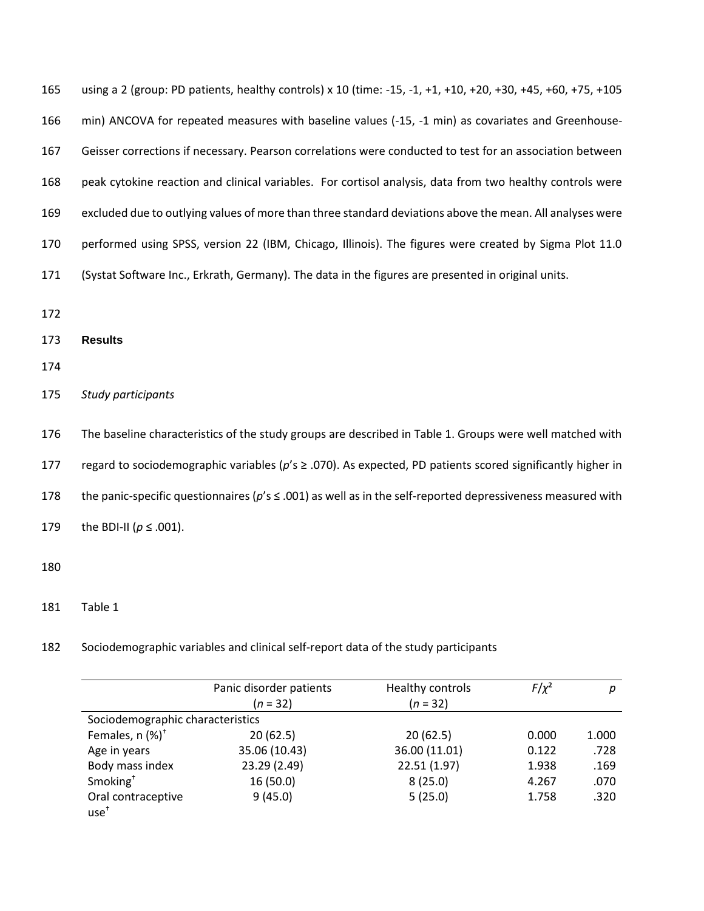using a 2 (group: PD patients, healthy controls) x 10 (time: -15, -1, +1, +10, +20, +30, +45, +60, +75, +105 min) ANCOVA for repeated measures with baseline values (-15, -1 min) as covariates and Greenhouse-Geisser corrections if necessary. Pearson correlations were conducted to test for an association between peak cytokine reaction and clinical variables. For cortisol analysis, data from two healthy controls were excluded due to outlying values of more than three standard deviations above the mean. All analyses were performed using SPSS, version 22 (IBM, Chicago, Illinois). The figures were created by Sigma Plot 11.0 (Systat Software Inc., Erkrath, Germany). The data in the figures are presented in original units.

## Results

### *Study participants*

The baseline characteristics of the study groups are described in Table 1. Groups were well matched with regard to sociodemographic variables (*p*'s ≥ .070). As expected, PD patients scored significantly higher in the panic-specific questionnaires (*p*'s ≤ .001) as well as in the self-reported depressiveness measured with the BDI-II (*p* ≤ .001).

Table 1

Sociodemographic variables and clinical self-report data of the study participants

| | Panic disorder patients (*n* = 32) | Healthy controls (*n* = 32) | $F/\chi^2$ | *p* |
|---|---|---|---|---|
| Sociodemographic characteristics | | | | |
| Females, n (%)[†] | 20 (62.5) | 20 (62.5) | 0.000 | 1.000 |
| Age in years | 35.06 (10.43) | 36.00 (11.01) | 0.122 | .728 |
| Body mass index | 23.29 (2.49) | 22.51 (1.97) | 1.938 | .169 |
| Smoking[†] | 16 (50.0) | 8 (25.0) | 4.267 | .070 |
| Oral contraceptive use[†] | 9 (45.0) | 5 (25.0) | 1.758 | .320 |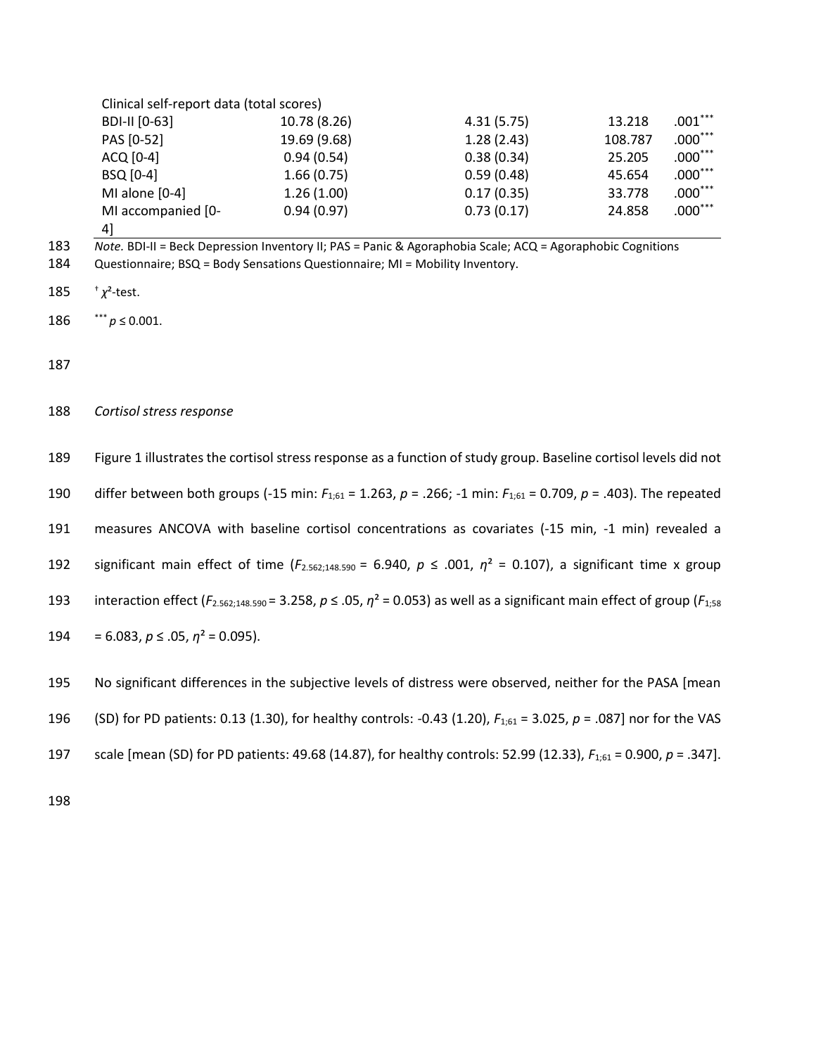| Clinical self-report data (total scores) | | | | |
|---|---|---|---|---|
| BDI-II [0-63] | 10.78 (8.26) | 4.31 (5.75) | 13.218 | .001*** |
| PAS [0-52] | 19.69 (9.68) | 1.28 (2.43) | 108.787 | .000*** |
| ACQ [0-4] | 0.94 (0.54) | 0.38 (0.34) | 25.205 | .000*** |
| BSQ [0-4] | 1.66 (0.75) | 0.59 (0.48) | 45.654 | .000*** |
| MI alone [0-4] | 1.26 (1.00) | 0.17 (0.35) | 33.778 | .000*** |
| MI accompanied [0-4] | 0.94 (0.97) | 0.73 (0.17) | 24.858 | .000*** |

*Note.* BDI-II = Beck Depression Inventory II; PAS = Panic & Agoraphobia Scale; ACQ = Agoraphobic Cognitions Questionnaire; BSQ = Body Sensations Questionnaire; MI = Mobility Inventory.

† $\chi^2$-test.

*** $p \leq 0.001$.

*Cortisol stress response*

Figure 1 illustrates the cortisol stress response as a function of study group. Baseline cortisol levels did not differ between both groups (-15 min: $F_{1;61} = 1.263$, $p = .266$; -1 min: $F_{1;61} = 0.709$, $p = .403$). The repeated measures ANCOVA with baseline cortisol concentrations as covariates (-15 min, -1 min) revealed a significant main effect of time ($F_{2.562;148.590} = 6.940$, $p \leq .001$, $\eta^2 = 0.107$), a significant time x group interaction effect ($F_{2.562;148.590} = 3.258$, $p \leq .05$, $\eta^2 = 0.053$) as well as a significant main effect of group ($F_{1;58} = 6.083$, $p \leq .05$, $\eta^2 = 0.095$).

No significant differences in the subjective levels of distress were observed, neither for the PASA [mean (SD) for PD patients: 0.13 (1.30), for healthy controls: -0.43 (1.20), $F_{1;61} = 3.025$, $p = .087$] nor for the VAS scale [mean (SD) for PD patients: 49.68 (14.87), for healthy controls: 52.99 (12.33), $F_{1;61} = 0.900$, $p = .347$].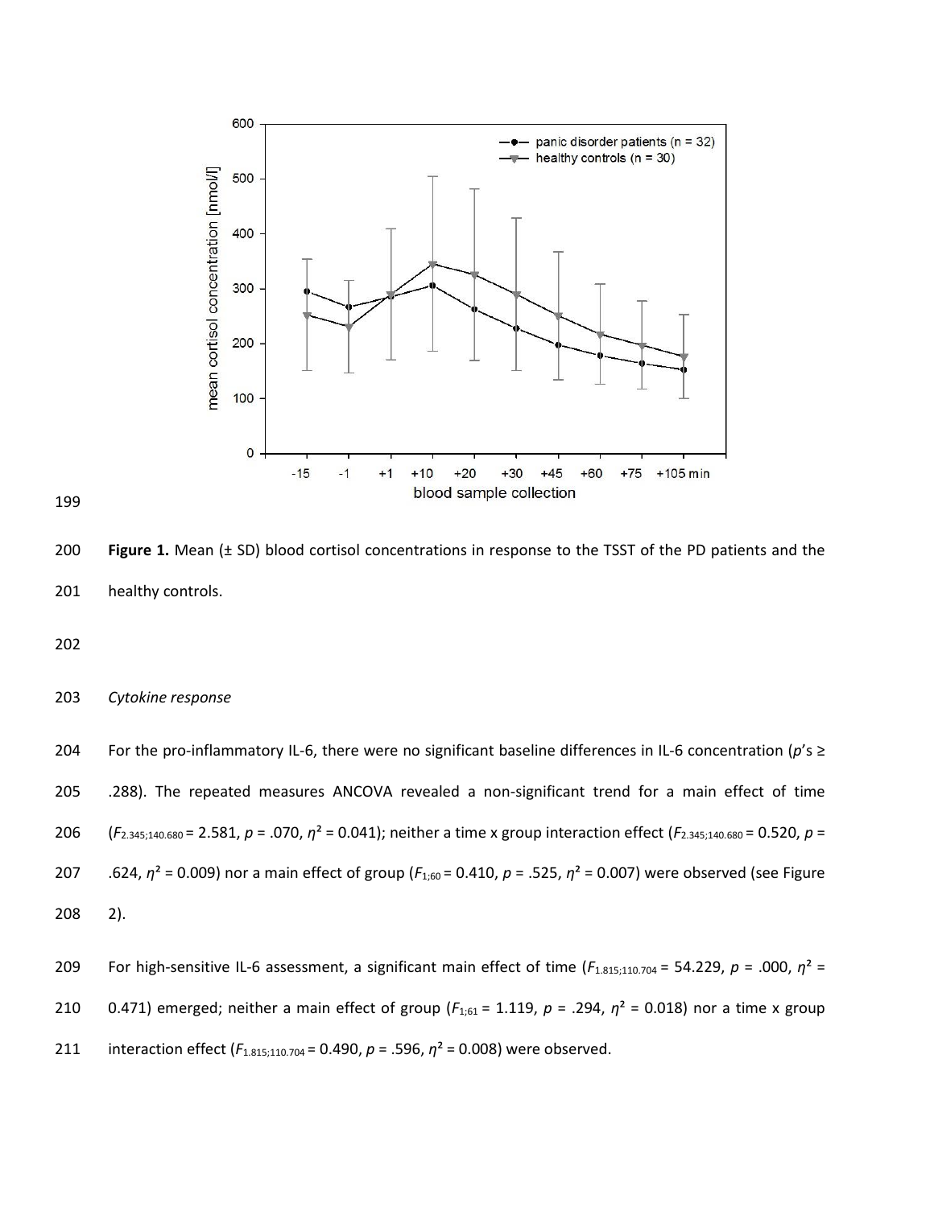**Figure 1.** Mean (± SD) blood cortisol concentrations in response to the TSST of the PD patients and the healthy controls.

*Cytokine response*

For the pro-inflammatory IL-6, there were no significant baseline differences in IL-6 concentration ($p$'s ≥ .288). The repeated measures ANCOVA revealed a non-significant trend for a main effect of time ($F_{2.345;140.680} = 2.581$, $p = .070$, $\eta^2 = 0.041$); neither a time x group interaction effect ($F_{2.345;140.680} = 0.520$, $p = .624$, $\eta^2 = 0.009$) nor a main effect of group ($F_{1;60} = 0.410$, $p = .525$, $\eta^2 = 0.007$) were observed (see Figure 2).

For high-sensitive IL-6 assessment, a significant main effect of time ($F_{1.815;110.704} = 54.229$, $p = .000$, $\eta^2 = 0.471$) emerged; neither a main effect of group ($F_{1;61} = 1.119$, $p = .294$, $\eta^2 = 0.018$) nor a time x group interaction effect ($F_{1.815;110.704} = 0.490$, $p = .596$, $\eta^2 = 0.008$) were observed.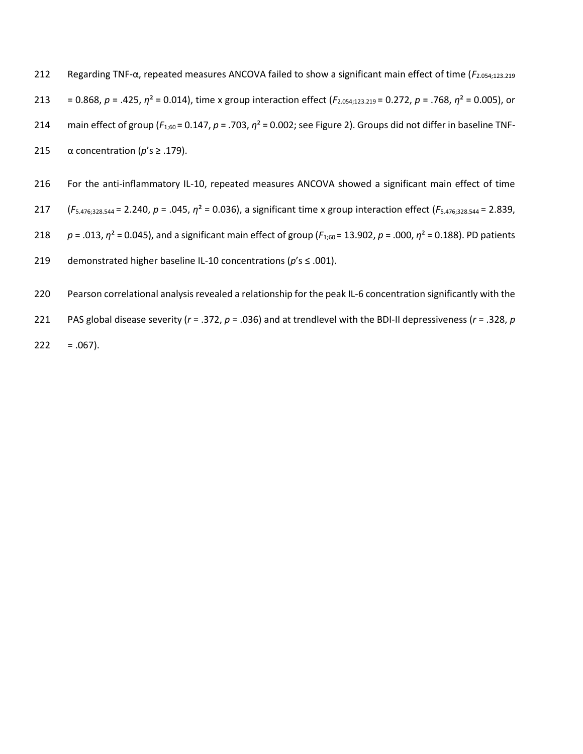Regarding TNF-α, repeated measures ANCOVA failed to show a significant main effect of time ($F_{2.054;123.219}$ = 0.868, $p$ = .425, $\eta^2$ = 0.014), time x group interaction effect ($F_{2.054;123.219}$ = 0.272, $p$ = .768, $\eta^2$ = 0.005), or main effect of group ($F_{1;60}$ = 0.147, $p$ = .703, $\eta^2$ = 0.002; see Figure 2). Groups did not differ in baseline TNF-α concentration ($p$'s ≥ .179).

For the anti-inflammatory IL-10, repeated measures ANCOVA showed a significant main effect of time ($F_{5.476;328.544}$ = 2.240, $p$ = .045, $\eta^2$ = 0.036), a significant time x group interaction effect ($F_{5.476;328.544}$ = 2.839, $p$ = .013, $\eta^2$ = 0.045), and a significant main effect of group ($F_{1;60}$ = 13.902, $p$ = .000, $\eta^2$ = 0.188). PD patients demonstrated higher baseline IL-10 concentrations ($p$'s ≤ .001).

Pearson correlational analysis revealed a relationship for the peak IL-6 concentration significantly with the PAS global disease severity ($r$ = .372, $p$ = .036) and at trendlevel with the BDI-II depressiveness ($r$ = .328, $p$ = .067).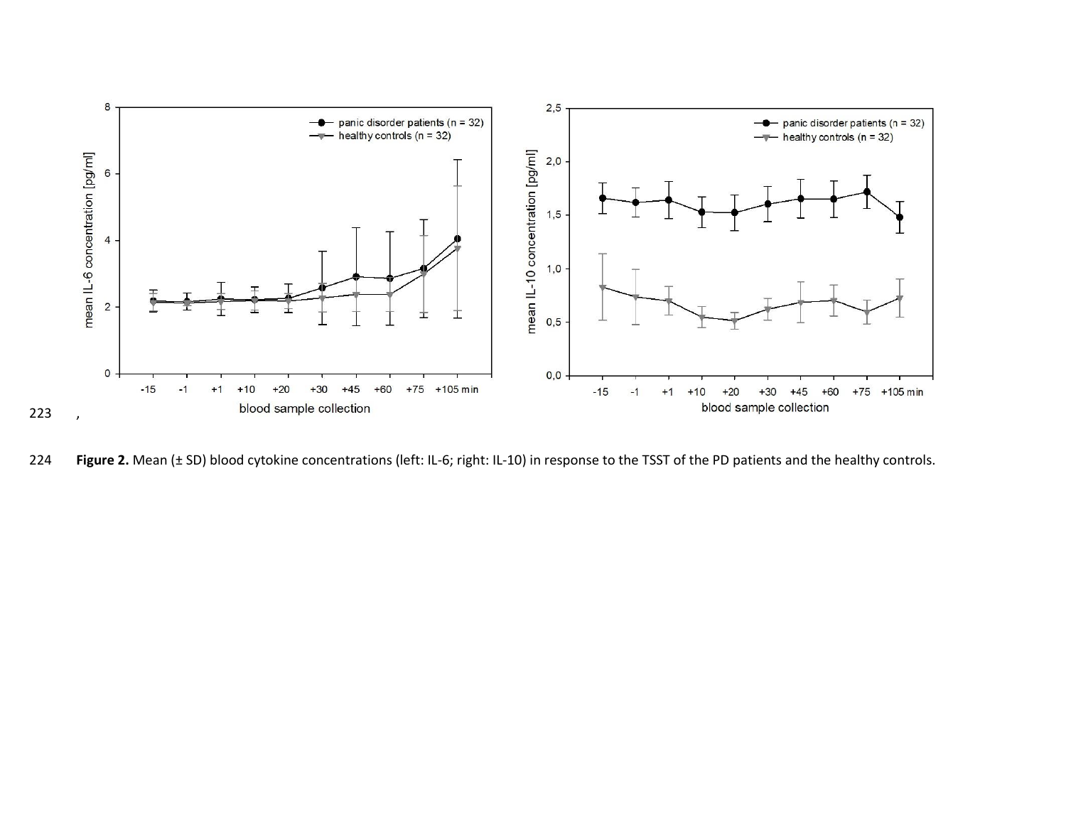Figure 2. Mean (± SD) blood cytokine concentrations (left: IL-6; right: IL-10) in response to the TSST of the PD patients and the healthy controls.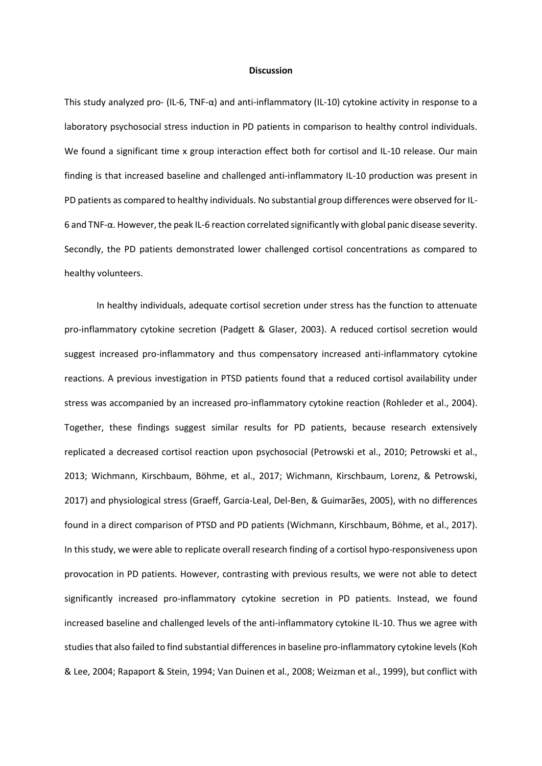## Discussion

This study analyzed pro- (IL-6, TNF-α) and anti-inflammatory (IL-10) cytokine activity in response to a laboratory psychosocial stress induction in PD patients in comparison to healthy control individuals. We found a significant time x group interaction effect both for cortisol and IL-10 release. Our main finding is that increased baseline and challenged anti-inflammatory IL-10 production was present in PD patients as compared to healthy individuals. No substantial group differences were observed for IL-6 and TNF-α. However, the peak IL-6 reaction correlated significantly with global panic disease severity. Secondly, the PD patients demonstrated lower challenged cortisol concentrations as compared to healthy volunteers.

In healthy individuals, adequate cortisol secretion under stress has the function to attenuate pro-inflammatory cytokine secretion (Padgett & Glaser, 2003). A reduced cortisol secretion would suggest increased pro-inflammatory and thus compensatory increased anti-inflammatory cytokine reactions. A previous investigation in PTSD patients found that a reduced cortisol availability under stress was accompanied by an increased pro-inflammatory cytokine reaction (Rohleder et al., 2004). Together, these findings suggest similar results for PD patients, because research extensively replicated a decreased cortisol reaction upon psychosocial (Petrowski et al., 2010; Petrowski et al., 2013; Wichmann, Kirschbaum, Böhme, et al., 2017; Wichmann, Kirschbaum, Lorenz, & Petrowski, 2017) and physiological stress (Graeff, Garcia-Leal, Del-Ben, & Guimarães, 2005), with no differences found in a direct comparison of PTSD and PD patients (Wichmann, Kirschbaum, Böhme, et al., 2017). In this study, we were able to replicate overall research finding of a cortisol hypo-responsiveness upon provocation in PD patients. However, contrasting with previous results, we were not able to detect significantly increased pro-inflammatory cytokine secretion in PD patients. Instead, we found increased baseline and challenged levels of the anti-inflammatory cytokine IL-10. Thus we agree with studies that also failed to find substantial differences in baseline pro-inflammatory cytokine levels (Koh & Lee, 2004; Rapaport & Stein, 1994; Van Duinen et al., 2008; Weizman et al., 1999), but conflict with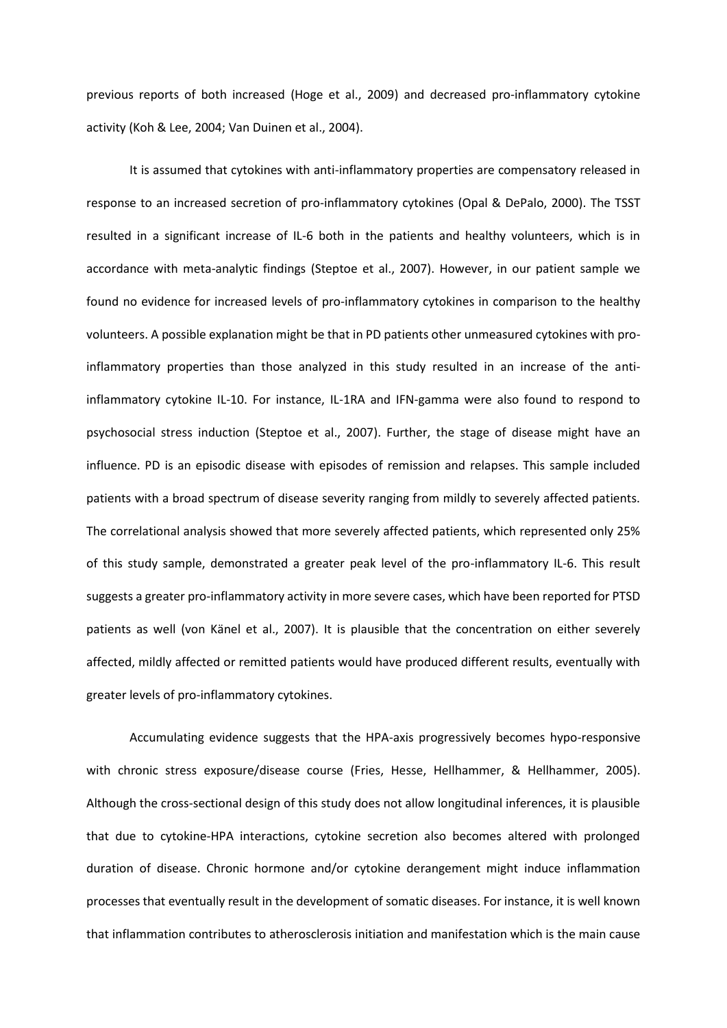previous reports of both increased (Hoge et al., 2009) and decreased pro-inflammatory cytokine activity (Koh & Lee, 2004; Van Duinen et al., 2004).

It is assumed that cytokines with anti-inflammatory properties are compensatory released in response to an increased secretion of pro-inflammatory cytokines (Opal & DePalo, 2000). The TSST resulted in a significant increase of IL-6 both in the patients and healthy volunteers, which is in accordance with meta-analytic findings (Steptoe et al., 2007). However, in our patient sample we found no evidence for increased levels of pro-inflammatory cytokines in comparison to the healthy volunteers. A possible explanation might be that in PD patients other unmeasured cytokines with pro-inflammatory properties than those analyzed in this study resulted in an increase of the anti-inflammatory cytokine IL-10. For instance, IL-1RA and IFN-gamma were also found to respond to psychosocial stress induction (Steptoe et al., 2007). Further, the stage of disease might have an influence. PD is an episodic disease with episodes of remission and relapses. This sample included patients with a broad spectrum of disease severity ranging from mildly to severely affected patients. The correlational analysis showed that more severely affected patients, which represented only 25% of this study sample, demonstrated a greater peak level of the pro-inflammatory IL-6. This result suggests a greater pro-inflammatory activity in more severe cases, which have been reported for PTSD patients as well (von Känel et al., 2007). It is plausible that the concentration on either severely affected, mildly affected or remitted patients would have produced different results, eventually with greater levels of pro-inflammatory cytokines.

Accumulating evidence suggests that the HPA-axis progressively becomes hypo-responsive with chronic stress exposure/disease course (Fries, Hesse, Hellhammer, & Hellhammer, 2005). Although the cross-sectional design of this study does not allow longitudinal inferences, it is plausible that due to cytokine-HPA interactions, cytokine secretion also becomes altered with prolonged duration of disease. Chronic hormone and/or cytokine derangement might induce inflammation processes that eventually result in the development of somatic diseases. For instance, it is well known that inflammation contributes to atherosclerosis initiation and manifestation which is the main cause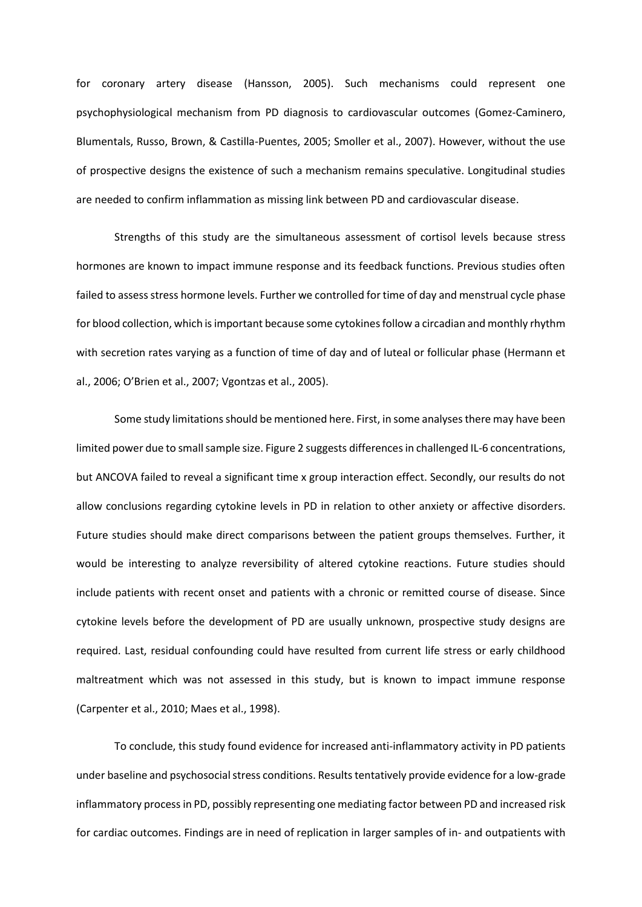for coronary artery disease (Hansson, 2005). Such mechanisms could represent one psychophysiological mechanism from PD diagnosis to cardiovascular outcomes (Gomez-Caminero, Blumentals, Russo, Brown, & Castilla-Puentes, 2005; Smoller et al., 2007). However, without the use of prospective designs the existence of such a mechanism remains speculative. Longitudinal studies are needed to confirm inflammation as missing link between PD and cardiovascular disease.

Strengths of this study are the simultaneous assessment of cortisol levels because stress hormones are known to impact immune response and its feedback functions. Previous studies often failed to assess stress hormone levels. Further we controlled for time of day and menstrual cycle phase for blood collection, which is important because some cytokines follow a circadian and monthly rhythm with secretion rates varying as a function of time of day and of luteal or follicular phase (Hermann et al., 2006; O'Brien et al., 2007; Vgontzas et al., 2005).

Some study limitations should be mentioned here. First, in some analyses there may have been limited power due to small sample size. Figure 2 suggests differences in challenged IL-6 concentrations, but ANCOVA failed to reveal a significant time x group interaction effect. Secondly, our results do not allow conclusions regarding cytokine levels in PD in relation to other anxiety or affective disorders. Future studies should make direct comparisons between the patient groups themselves. Further, it would be interesting to analyze reversibility of altered cytokine reactions. Future studies should include patients with recent onset and patients with a chronic or remitted course of disease. Since cytokine levels before the development of PD are usually unknown, prospective study designs are required. Last, residual confounding could have resulted from current life stress or early childhood maltreatment which was not assessed in this study, but is known to impact immune response (Carpenter et al., 2010; Maes et al., 1998).

To conclude, this study found evidence for increased anti-inflammatory activity in PD patients under baseline and psychosocial stress conditions. Results tentatively provide evidence for a low-grade inflammatory process in PD, possibly representing one mediating factor between PD and increased risk for cardiac outcomes. Findings are in need of replication in larger samples of in- and outpatients with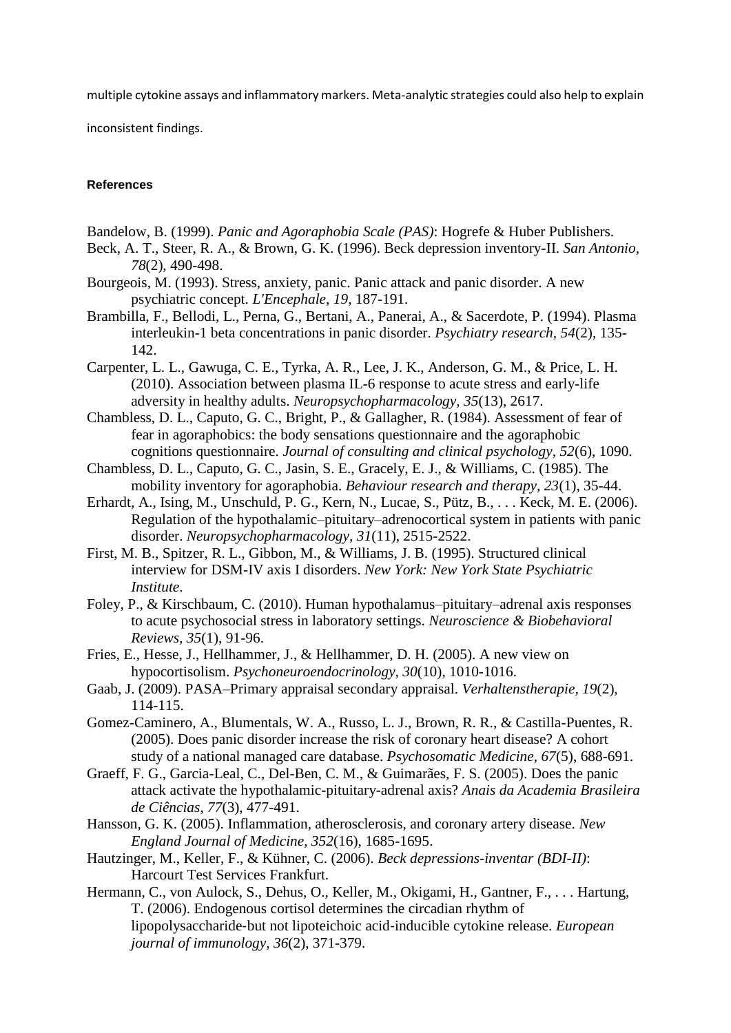multiple cytokine assays and inflammatory markers. Meta-analytic strategies could also help to explain inconsistent findings.

**References**

Bandelow, B. (1999). *Panic and Agoraphobia Scale (PAS)*: Hogrefe & Huber Publishers.

Beck, A. T., Steer, R. A., & Brown, G. K. (1996). Beck depression inventory-II. *San Antonio, 78*(2), 490-498.

Bourgeois, M. (1993). Stress, anxiety, panic. Panic attack and panic disorder. A new psychiatric concept. *L'Encephale, 19*, 187-191.

Brambilla, F., Bellodi, L., Perna, G., Bertani, A., Panerai, A., & Sacerdote, P. (1994). Plasma interleukin-1 beta concentrations in panic disorder. *Psychiatry research, 54*(2), 135-142.

Carpenter, L. L., Gawuga, C. E., Tyrka, A. R., Lee, J. K., Anderson, G. M., & Price, L. H. (2010). Association between plasma IL-6 response to acute stress and early-life adversity in healthy adults. *Neuropsychopharmacology, 35*(13), 2617.

Chambless, D. L., Caputo, G. C., Bright, P., & Gallagher, R. (1984). Assessment of fear of fear in agoraphobics: the body sensations questionnaire and the agoraphobic cognitions questionnaire. *Journal of consulting and clinical psychology, 52*(6), 1090.

Chambless, D. L., Caputo, G. C., Jasin, S. E., Gracely, E. J., & Williams, C. (1985). The mobility inventory for agoraphobia. *Behaviour research and therapy, 23*(1), 35-44.

Erhardt, A., Ising, M., Unschuld, P. G., Kern, N., Lucae, S., Pütz, B., . . . Keck, M. E. (2006). Regulation of the hypothalamic–pituitary–adrenocortical system in patients with panic disorder. *Neuropsychopharmacology, 31*(11), 2515-2522.

First, M. B., Spitzer, R. L., Gibbon, M., & Williams, J. B. (1995). Structured clinical interview for DSM-IV axis I disorders. *New York: New York State Psychiatric Institute*.

Foley, P., & Kirschbaum, C. (2010). Human hypothalamus–pituitary–adrenal axis responses to acute psychosocial stress in laboratory settings. *Neuroscience & Biobehavioral Reviews, 35*(1), 91-96.

Fries, E., Hesse, J., Hellhammer, J., & Hellhammer, D. H. (2005). A new view on hypocortisolism. *Psychoneuroendocrinology, 30*(10), 1010-1016.

Gaab, J. (2009). PASA–Primary appraisal secondary appraisal. *Verhaltenstherapie, 19*(2), 114-115.

Gomez-Caminero, A., Blumentals, W. A., Russo, L. J., Brown, R. R., & Castilla-Puentes, R. (2005). Does panic disorder increase the risk of coronary heart disease? A cohort study of a national managed care database. *Psychosomatic Medicine, 67*(5), 688-691.

Graeff, F. G., Garcia-Leal, C., Del-Ben, C. M., & Guimarães, F. S. (2005). Does the panic attack activate the hypothalamic-pituitary-adrenal axis? *Anais da Academia Brasileira de Ciências, 77*(3), 477-491.

Hansson, G. K. (2005). Inflammation, atherosclerosis, and coronary artery disease. *New England Journal of Medicine, 352*(16), 1685-1695.

Hautzinger, M., Keller, F., & Kühner, C. (2006). *Beck depressions-inventar (BDI-II)*: Harcourt Test Services Frankfurt.

Hermann, C., von Aulock, S., Dehus, O., Keller, M., Okigami, H., Gantner, F., . . . Hartung, T. (2006). Endogenous cortisol determines the circadian rhythm of lipopolysaccharide‐but not lipoteichoic acid‐inducible cytokine release. *European journal of immunology, 36*(2), 371-379.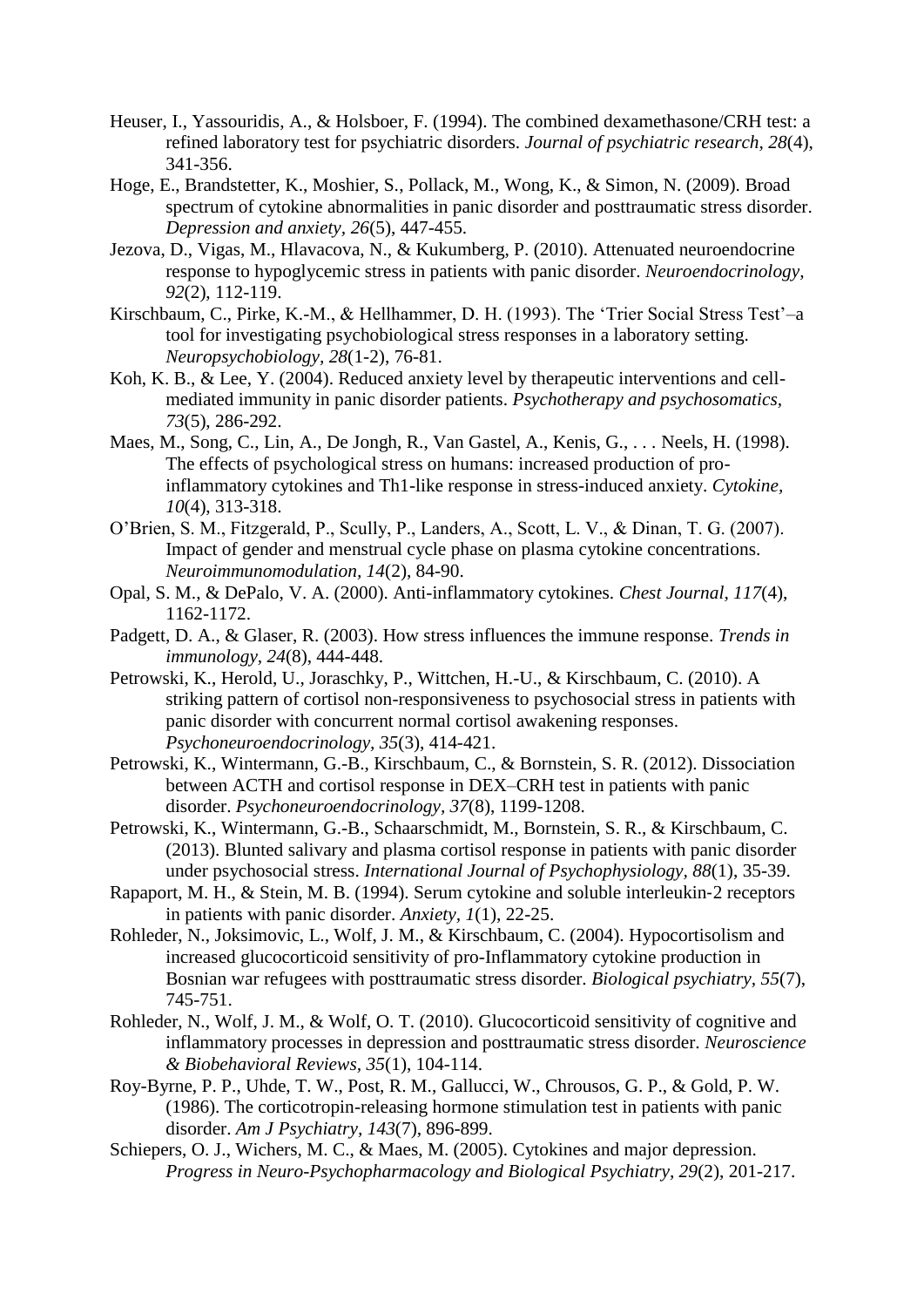Heuser, I., Yassouridis, A., & Holsboer, F. (1994). The combined dexamethasone/CRH test: a refined laboratory test for psychiatric disorders. *Journal of psychiatric research, 28*(4), 341-356.

Hoge, E., Brandstetter, K., Moshier, S., Pollack, M., Wong, K., & Simon, N. (2009). Broad spectrum of cytokine abnormalities in panic disorder and posttraumatic stress disorder. *Depression and anxiety, 26*(5), 447-455.

Jezova, D., Vigas, M., Hlavacova, N., & Kukumberg, P. (2010). Attenuated neuroendocrine response to hypoglycemic stress in patients with panic disorder. *Neuroendocrinology, 92*(2), 112-119.

Kirschbaum, C., Pirke, K.-M., & Hellhammer, D. H. (1993). The 'Trier Social Stress Test'–a tool for investigating psychobiological stress responses in a laboratory setting. *Neuropsychobiology, 28*(1-2), 76-81.

Koh, K. B., & Lee, Y. (2004). Reduced anxiety level by therapeutic interventions and cell-mediated immunity in panic disorder patients. *Psychotherapy and psychosomatics, 73*(5), 286-292.

Maes, M., Song, C., Lin, A., De Jongh, R., Van Gastel, A., Kenis, G., . . . Neels, H. (1998). The effects of psychological stress on humans: increased production of pro-inflammatory cytokines and Th1-like response in stress-induced anxiety. *Cytokine, 10*(4), 313-318.

O'Brien, S. M., Fitzgerald, P., Scully, P., Landers, A., Scott, L. V., & Dinan, T. G. (2007). Impact of gender and menstrual cycle phase on plasma cytokine concentrations. *Neuroimmunomodulation, 14*(2), 84-90.

Opal, S. M., & DePalo, V. A. (2000). Anti-inflammatory cytokines. *Chest Journal, 117*(4), 1162-1172.

Padgett, D. A., & Glaser, R. (2003). How stress influences the immune response. *Trends in immunology, 24*(8), 444-448.

Petrowski, K., Herold, U., Joraschky, P., Wittchen, H.-U., & Kirschbaum, C. (2010). A striking pattern of cortisol non-responsiveness to psychosocial stress in patients with panic disorder with concurrent normal cortisol awakening responses. *Psychoneuroendocrinology, 35*(3), 414-421.

Petrowski, K., Wintermann, G.-B., Kirschbaum, C., & Bornstein, S. R. (2012). Dissociation between ACTH and cortisol response in DEX–CRH test in patients with panic disorder. *Psychoneuroendocrinology, 37*(8), 1199-1208.

Petrowski, K., Wintermann, G.-B., Schaarschmidt, M., Bornstein, S. R., & Kirschbaum, C. (2013). Blunted salivary and plasma cortisol response in patients with panic disorder under psychosocial stress. *International Journal of Psychophysiology, 88*(1), 35-39.

Rapaport, M. H., & Stein, M. B. (1994). Serum cytokine and soluble interleukin-2 receptors in patients with panic disorder. *Anxiety, 1*(1), 22-25.

Rohleder, N., Joksimovic, L., Wolf, J. M., & Kirschbaum, C. (2004). Hypocortisolism and increased glucocorticoid sensitivity of pro-Inflammatory cytokine production in Bosnian war refugees with posttraumatic stress disorder. *Biological psychiatry, 55*(7), 745-751.

Rohleder, N., Wolf, J. M., & Wolf, O. T. (2010). Glucocorticoid sensitivity of cognitive and inflammatory processes in depression and posttraumatic stress disorder. *Neuroscience & Biobehavioral Reviews, 35*(1), 104-114.

Roy-Byrne, P. P., Uhde, T. W., Post, R. M., Gallucci, W., Chrousos, G. P., & Gold, P. W. (1986). The corticotropin-releasing hormone stimulation test in patients with panic disorder. *Am J Psychiatry, 143*(7), 896-899.

Schiepers, O. J., Wichers, M. C., & Maes, M. (2005). Cytokines and major depression. *Progress in Neuro-Psychopharmacology and Biological Psychiatry, 29*(2), 201-217.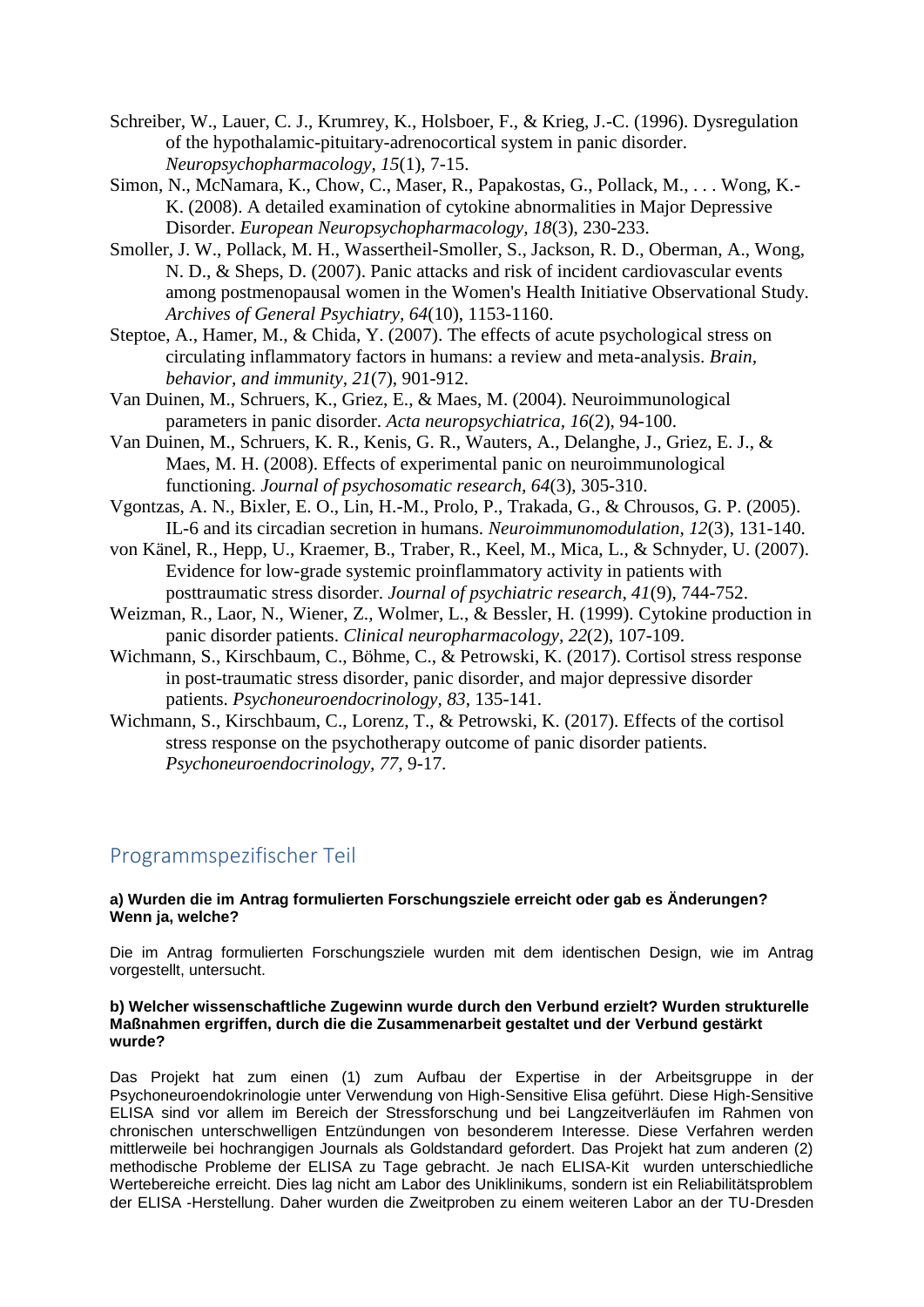Schreiber, W., Lauer, C. J., Krumrey, K., Holsboer, F., & Krieg, J.-C. (1996). Dysregulation of the hypothalamic-pituitary-adrenocortical system in panic disorder. *Neuropsychopharmacology, 15*(1), 7-15.

Simon, N., McNamara, K., Chow, C., Maser, R., Papakostas, G., Pollack, M., . . . Wong, K.-K. (2008). A detailed examination of cytokine abnormalities in Major Depressive Disorder. *European Neuropsychopharmacology, 18*(3), 230-233.

Smoller, J. W., Pollack, M. H., Wassertheil-Smoller, S., Jackson, R. D., Oberman, A., Wong, N. D., & Sheps, D. (2007). Panic attacks and risk of incident cardiovascular events among postmenopausal women in the Women's Health Initiative Observational Study. *Archives of General Psychiatry, 64*(10), 1153-1160.

Steptoe, A., Hamer, M., & Chida, Y. (2007). The effects of acute psychological stress on circulating inflammatory factors in humans: a review and meta-analysis. *Brain, behavior, and immunity, 21*(7), 901-912.

Van Duinen, M., Schruers, K., Griez, E., & Maes, M. (2004). Neuroimmunological parameters in panic disorder. *Acta neuropsychiatrica, 16*(2), 94-100.

Van Duinen, M., Schruers, K. R., Kenis, G. R., Wauters, A., Delanghe, J., Griez, E. J., & Maes, M. H. (2008). Effects of experimental panic on neuroimmunological functioning. *Journal of psychosomatic research, 64*(3), 305-310.

Vgontzas, A. N., Bixler, E. O., Lin, H.-M., Prolo, P., Trakada, G., & Chrousos, G. P. (2005). IL-6 and its circadian secretion in humans. *Neuroimmunomodulation, 12*(3), 131-140.

von Känel, R., Hepp, U., Kraemer, B., Traber, R., Keel, M., Mica, L., & Schnyder, U. (2007). Evidence for low-grade systemic proinflammatory activity in patients with posttraumatic stress disorder. *Journal of psychiatric research, 41*(9), 744-752.

Weizman, R., Laor, N., Wiener, Z., Wolmer, L., & Bessler, H. (1999). Cytokine production in panic disorder patients. *Clinical neuropharmacology, 22*(2), 107-109.

Wichmann, S., Kirschbaum, C., Böhme, C., & Petrowski, K. (2017). Cortisol stress response in post-traumatic stress disorder, panic disorder, and major depressive disorder patients. *Psychoneuroendocrinology, 83*, 135-141.

Wichmann, S., Kirschbaum, C., Lorenz, T., & Petrowski, K. (2017). Effects of the cortisol stress response on the psychotherapy outcome of panic disorder patients. *Psychoneuroendocrinology, 77*, 9-17.

## Programmspezifischer Teil

**a) Wurden die im Antrag formulierten Forschungsziele erreicht oder gab es Änderungen? Wenn ja, welche?**

Die im Antrag formulierten Forschungsziele wurden mit dem identischen Design, wie im Antrag vorgestellt, untersucht.

**b) Welcher wissenschaftliche Zugewinn wurde durch den Verbund erzielt? Wurden strukturelle Maßnahmen ergriffen, durch die die Zusammenarbeit gestaltet und der Verbund gestärkt wurde?**

Das Projekt hat zum einen (1) zum Aufbau der Expertise in der Arbeitsgruppe in der Psychoneuroendokrinologie unter Verwendung von High-Sensitive Elisa geführt. Diese High-Sensitive ELISA sind vor allem im Bereich der Stressforschung und bei Langzeitverläufen im Rahmen von chronischen unterschwelligen Entzündungen von besonderem Interesse. Diese Verfahren werden mittlerweile bei hochrangigen Journals als Goldstandard gefordert. Das Projekt hat zum anderen (2) methodische Probleme der ELISA zu Tage gebracht. Je nach ELISA-Kit wurden unterschiedliche Wertebereiche erreicht. Dies lag nicht am Labor des Uniklinikums, sondern ist ein Reliabilitätsproblem der ELISA -Herstellung. Daher wurden die Zweitproben zu einem weiteren Labor an der TU-Dresden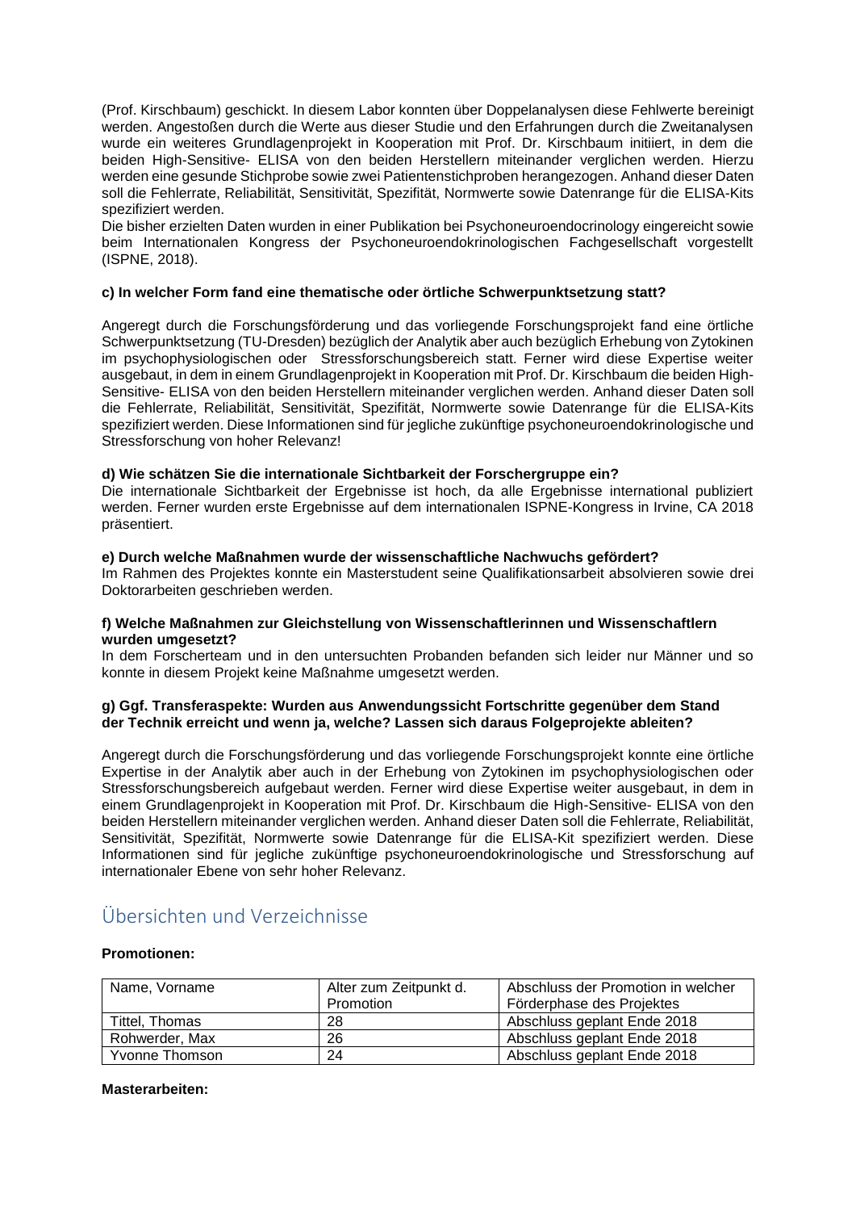(Prof. Kirschbaum) geschickt. In diesem Labor konnten über Doppelanalysen diese Fehlwerte bereinigt werden. Angestoßen durch die Werte aus dieser Studie und den Erfahrungen durch die Zweitanalysen wurde ein weiteres Grundlagenprojekt in Kooperation mit Prof. Dr. Kirschbaum initiiert, in dem die beiden High-Sensitive- ELISA von den beiden Herstellern miteinander verglichen werden. Hierzu werden eine gesunde Stichprobe sowie zwei Patientenstichproben herangezogen. Anhand dieser Daten soll die Fehlerrate, Reliabilität, Sensitivität, Spezifität, Normwerte sowie Datenrange für die ELISA-Kits spezifiziert werden.

Die bisher erzielten Daten wurden in einer Publikation bei Psychoneuroendocrinology eingereicht sowie beim Internationalen Kongress der Psychoneuroendokrinologischen Fachgesellschaft vorgestellt (ISPNE, 2018).

**c) In welcher Form fand eine thematische oder örtliche Schwerpunktsetzung statt?**

Angeregt durch die Forschungsförderung und das vorliegende Forschungsprojekt fand eine örtliche Schwerpunktsetzung (TU-Dresden) bezüglich der Analytik aber auch bezüglich Erhebung von Zytokinen im psychophysiologischen oder Stressforschungsbereich statt. Ferner wird diese Expertise weiter ausgebaut, in dem in einem Grundlagenprojekt in Kooperation mit Prof. Dr. Kirschbaum die beiden High-Sensitive- ELISA von den beiden Herstellern miteinander verglichen werden. Anhand dieser Daten soll die Fehlerrate, Reliabilität, Sensitivität, Spezifität, Normwerte sowie Datenrange für die ELISA-Kits spezifiziert werden. Diese Informationen sind für jegliche zukünftige psychoneuroendokrinologische und Stressforschung von hoher Relevanz!

**d) Wie schätzen Sie die internationale Sichtbarkeit der Forschergruppe ein?**

Die internationale Sichtbarkeit der Ergebnisse ist hoch, da alle Ergebnisse international publiziert werden. Ferner wurden erste Ergebnisse auf dem internationalen ISPNE-Kongress in Irvine, CA 2018 präsentiert.

**e) Durch welche Maßnahmen wurde der wissenschaftliche Nachwuchs gefördert?**

Im Rahmen des Projektes konnte ein Masterstudent seine Qualifikationsarbeit absolvieren sowie drei Doktorarbeiten geschrieben werden.

**f) Welche Maßnahmen zur Gleichstellung von Wissenschaftlerinnen und Wissenschaftlern wurden umgesetzt?**

In dem Forscherteam und in den untersuchten Probanden befanden sich leider nur Männer und so konnte in diesem Projekt keine Maßnahme umgesetzt werden.

**g) Ggf. Transferaspekte: Wurden aus Anwendungssicht Fortschritte gegenüber dem Stand der Technik erreicht und wenn ja, welche? Lassen sich daraus Folgeprojekte ableiten?**

Angeregt durch die Forschungsförderung und das vorliegende Forschungsprojekt konnte eine örtliche Expertise in der Analytik aber auch in der Erhebung von Zytokinen im psychophysiologischen oder Stressforschungsbereich aufgebaut werden. Ferner wird diese Expertise weiter ausgebaut, in dem in einem Grundlagenprojekt in Kooperation mit Prof. Dr. Kirschbaum die High-Sensitive- ELISA von den beiden Herstellern miteinander verglichen werden. Anhand dieser Daten soll die Fehlerrate, Reliabilität, Sensitivität, Spezifität, Normwerte sowie Datenrange für die ELISA-Kit spezifiziert werden. Diese Informationen sind für jegliche zukünftige psychoneuroendokrinologische und Stressforschung auf internationaler Ebene von sehr hoher Relevanz.

## Übersichten und Verzeichnisse

**Promotionen:**

| Name, Vorname | Alter zum Zeitpunkt d. Promotion | Abschluss der Promotion in welcher Förderphase des Projektes |
|---|---|---|
| Tittel, Thomas | 28 | Abschluss geplant Ende 2018 |
| Rohwerder, Max | 26 | Abschluss geplant Ende 2018 |
| Yvonne Thomson | 24 | Abschluss geplant Ende 2018 |

**Masterarbeiten:**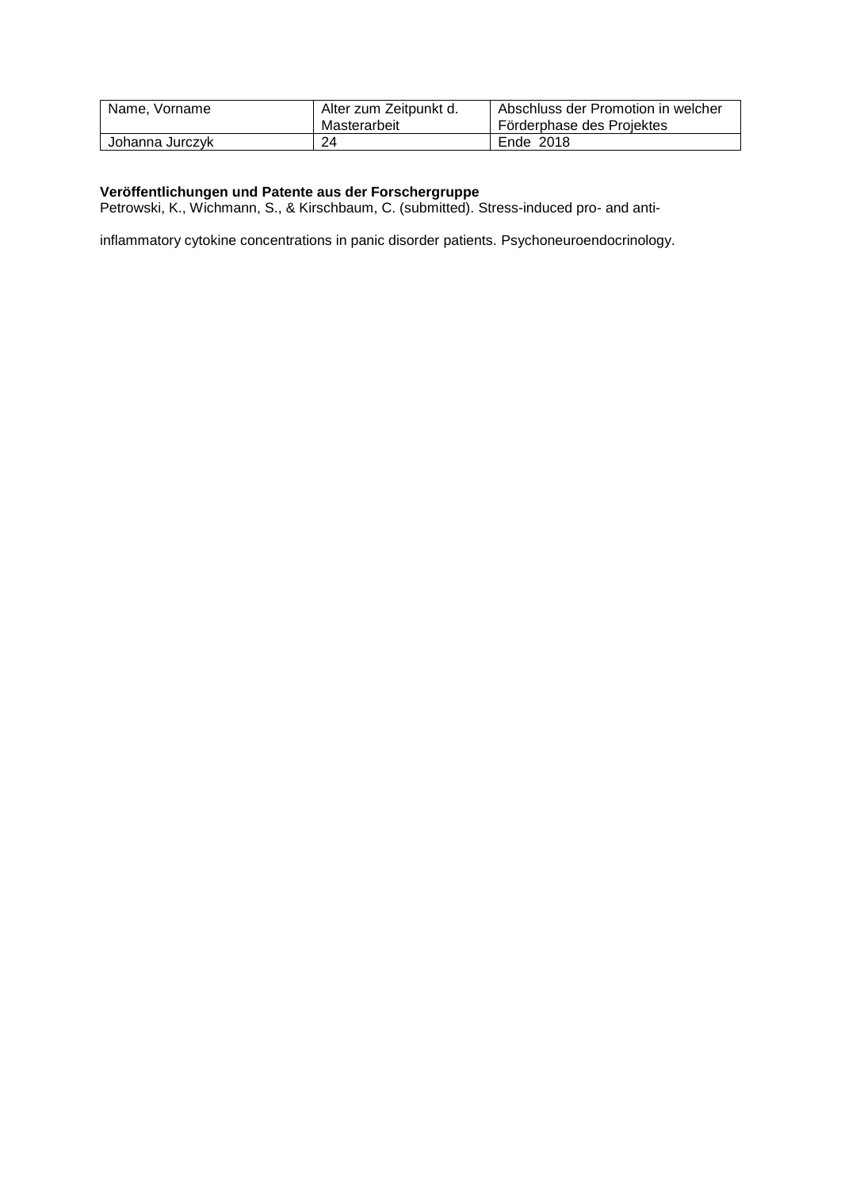| Name, Vorname | Alter zum Zeitpunkt d. Masterarbeit | Abschluss der Promotion in welcher Förderphase des Projektes |
|---|---|---|
| Johanna Jurczyk | 24 | Ende 2018 |

**Veröffentlichungen und Patente aus der Forschergruppe**

Petrowski, K., Wichmann, S., & Kirschbaum, C. (submitted). Stress-induced pro- and anti-inflammatory cytokine concentrations in panic disorder patients. Psychoneuroendocrinology.